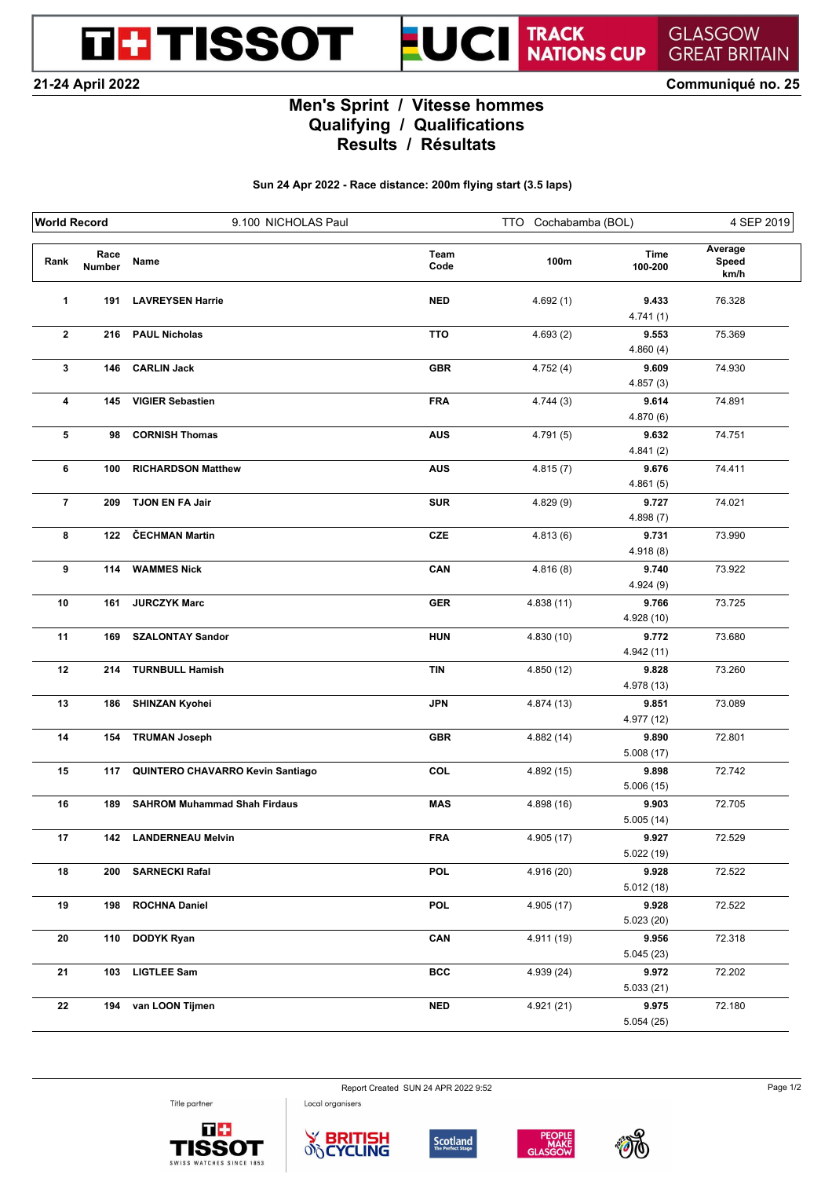TISSOT UCI TRACK NATIONS CUP GLASGOW GREAT BRITAIN

21-24 April 2022

Communiqué no. 25

# Men's Sprint / Vitesse hommes
## Qualifying / Qualifications
## Results / Résultats

**Sun 24 Apr 2022 - Race distance: 200m flying start (3.5 laps)**

| World Record | 9.100 NICHOLAS Paul | TTO Cochabamba (BOL) | 4 SEP 2019 |
|---|---|---|---|

| Rank | Race Number | Name | Team Code | 100m | Time 100-200 | Average Speed km/h |
|---|---|---|---|---|---|---|
| 1 | 191 | **LAVREYSEN Harrie** | NED | 4.692 (1) | **9.433** 4.741 (1) | 76.328 |
| 2 | 216 | **PAUL Nicholas** | TTO | 4.693 (2) | **9.553** 4.860 (4) | 75.369 |
| 3 | 146 | **CARLIN Jack** | GBR | 4.752 (4) | **9.609** 4.857 (3) | 74.930 |
| 4 | 145 | **VIGIER Sebastien** | FRA | 4.744 (3) | **9.614** 4.870 (6) | 74.891 |
| 5 | 98 | **CORNISH Thomas** | AUS | 4.791 (5) | **9.632** 4.841 (2) | 74.751 |
| 6 | 100 | **RICHARDSON Matthew** | AUS | 4.815 (7) | **9.676** 4.861 (5) | 74.411 |
| 7 | 209 | **TJON EN FA Jair** | SUR | 4.829 (9) | **9.727** 4.898 (7) | 74.021 |
| 8 | 122 | **ČECHMAN Martin** | CZE | 4.813 (6) | **9.731** 4.918 (8) | 73.990 |
| 9 | 114 | **WAMMES Nick** | CAN | 4.816 (8) | **9.740** 4.924 (9) | 73.922 |
| 10 | 161 | **JURCZYK Marc** | GER | 4.838 (11) | **9.766** 4.928 (10) | 73.725 |
| 11 | 169 | **SZALONTAY Sandor** | HUN | 4.830 (10) | **9.772** 4.942 (11) | 73.680 |
| 12 | 214 | **TURNBULL Hamish** | TIN | 4.850 (12) | **9.828** 4.978 (13) | 73.260 |
| 13 | 186 | **SHINZAN Kyohei** | JPN | 4.874 (13) | **9.851** 4.977 (12) | 73.089 |
| 14 | 154 | **TRUMAN Joseph** | GBR | 4.882 (14) | **9.890** 5.008 (17) | 72.801 |
| 15 | 117 | **QUINTERO CHAVARRO Kevin Santiago** | COL | 4.892 (15) | **9.898** 5.006 (15) | 72.742 |
| 16 | 189 | **SAHROM Muhammad Shah Firdaus** | MAS | 4.898 (16) | **9.903** 5.005 (14) | 72.705 |
| 17 | 142 | **LANDERNEAU Melvin** | FRA | 4.905 (17) | **9.927** 5.022 (19) | 72.529 |
| 18 | 200 | **SARNECKI Rafal** | POL | 4.916 (20) | **9.928** 5.012 (18) | 72.522 |
| 19 | 198 | **ROCHNA Daniel** | POL | 4.905 (17) | **9.928** 5.023 (20) | 72.522 |
| 20 | 110 | **DODYK Ryan** | CAN | 4.911 (19) | **9.956** 5.045 (23) | 72.318 |
| 21 | 103 | **LIGTLEE Sam** | BCC | 4.939 (24) | **9.972** 5.033 (21) | 72.202 |
| 22 | 194 | **van LOON Tijmen** | NED | 4.921 (21) | **9.975** 5.054 (25) | 72.180 |

Report Created SUN 24 APR 2022 9:52

Title partner: TISSOT SWISS WATCHES SINCE 1853

Local organisers: BRITISH CYCLING, Scotland The Perfect Stage, PEOPLE MAKE GLASGOW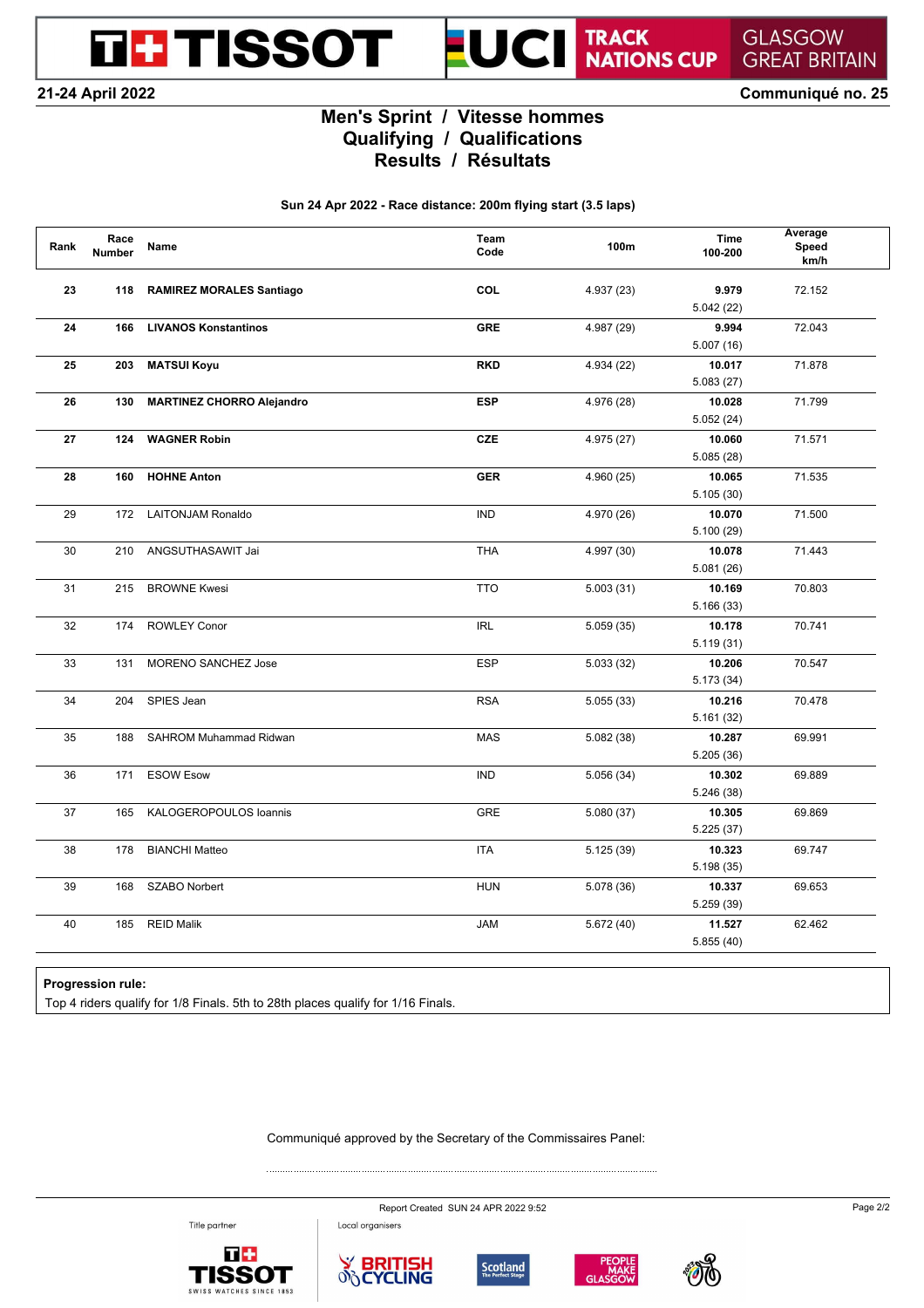21-24 April 2022

Communiqué no. 25

# Men's Sprint / Vitesse hommes
## Qualifying / Qualifications
## Results / Résultats

**Sun 24 Apr 2022 - Race distance: 200m flying start (3.5 laps)**

| Rank | Race Number | Name | Team Code | 100m | Time 100-200 | Average Speed km/h |
|---|---|---|---|---|---|---|
| **23** | **118** | **RAMIREZ MORALES Santiago** | **COL** | 4.937 (23) | **9.979** 5.042 (22) | 72.152 |
| **24** | **166** | **LIVANOS Konstantinos** | **GRE** | 4.987 (29) | **9.994** 5.007 (16) | 72.043 |
| **25** | **203** | **MATSUI Koyu** | **RKD** | 4.934 (22) | **10.017** 5.083 (27) | 71.878 |
| **26** | **130** | **MARTINEZ CHORRO Alejandro** | **ESP** | 4.976 (28) | **10.028** 5.052 (24) | 71.799 |
| **27** | **124** | **WAGNER Robin** | **CZE** | 4.975 (27) | **10.060** 5.085 (28) | 71.571 |
| **28** | **160** | **HOHNE Anton** | **GER** | 4.960 (25) | **10.065** 5.105 (30) | 71.535 |
| 29 | 172 | LAITONJAM Ronaldo | IND | 4.970 (26) | **10.070** 5.100 (29) | 71.500 |
| 30 | 210 | ANGSUTHASAWIT Jai | THA | 4.997 (30) | **10.078** 5.081 (26) | 71.443 |
| 31 | 215 | BROWNE Kwesi | TTO | 5.003 (31) | **10.169** 5.166 (33) | 70.803 |
| 32 | 174 | ROWLEY Conor | IRL | 5.059 (35) | **10.178** 5.119 (31) | 70.741 |
| 33 | 131 | MORENO SANCHEZ Jose | ESP | 5.033 (32) | **10.206** 5.173 (34) | 70.547 |
| 34 | 204 | SPIES Jean | RSA | 5.055 (33) | **10.216** 5.161 (32) | 70.478 |
| 35 | 188 | SAHROM Muhammad Ridwan | MAS | 5.082 (38) | **10.287** 5.205 (36) | 69.991 |
| 36 | 171 | ESOW Esow | IND | 5.056 (34) | **10.302** 5.246 (38) | 69.889 |
| 37 | 165 | KALOGEROPOULOS Ioannis | GRE | 5.080 (37) | **10.305** 5.225 (37) | 69.869 |
| 38 | 178 | BIANCHI Matteo | ITA | 5.125 (39) | **10.323** 5.198 (35) | 69.747 |
| 39 | 168 | SZABO Norbert | HUN | 5.078 (36) | **10.337** 5.259 (39) | 69.653 |
| 40 | 185 | REID Malik | JAM | 5.672 (40) | **11.527** 5.855 (40) | 62.462 |

**Progression rule:**
Top 4 riders qualify for 1/8 Finals. 5th to 28th places qualify for 1/16 Finals.

Communiqué approved by the Secretary of the Commissaires Panel:

........................................................................................................................

Report Created SUN 24 APR 2022 9:52

Title partner

Local organisers